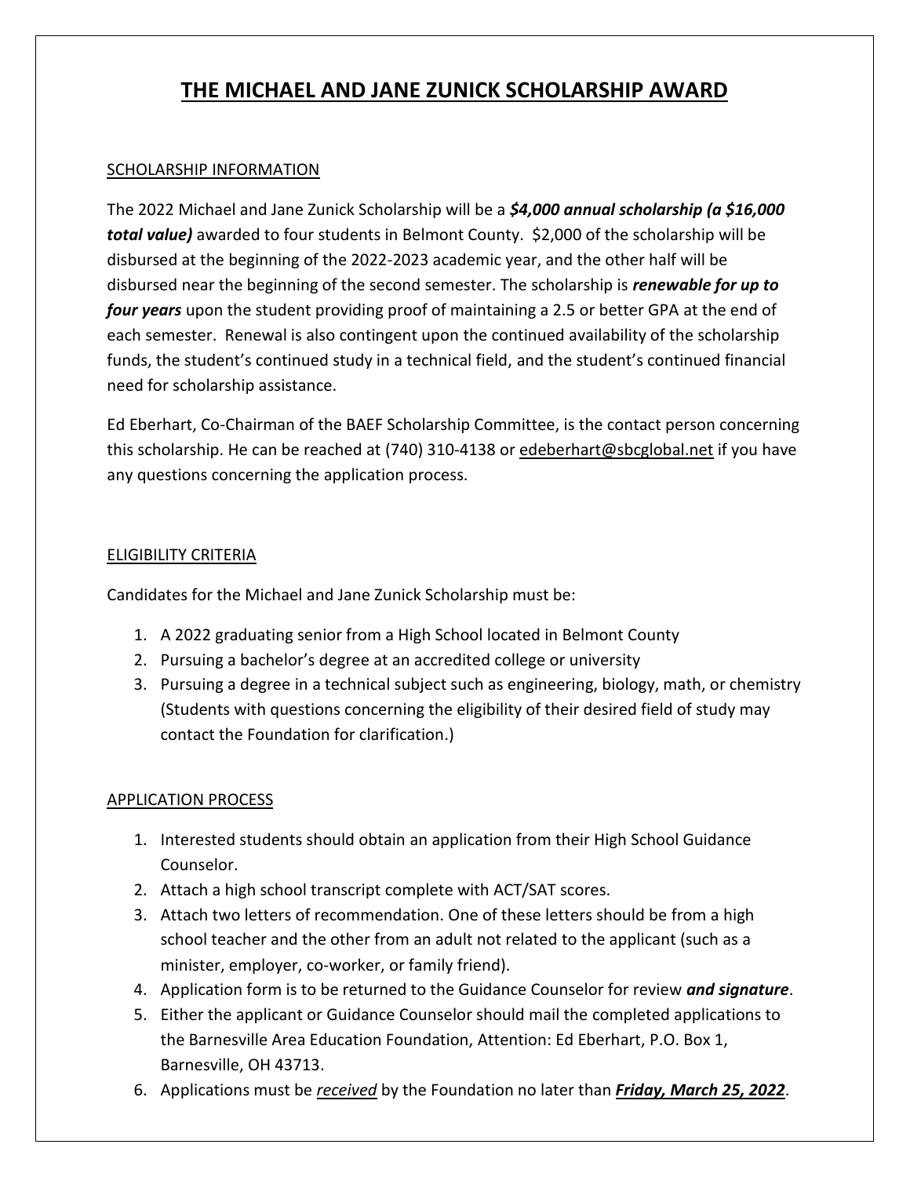# THE MICHAEL AND JANE ZUNICK SCHOLARSHIP AWARD

## SCHOLARSHIP INFORMATION

The 2022 Michael and Jane Zunick Scholarship will be a ***$4,000 annual scholarship (a $16,000 total value)*** awarded to four students in Belmont County. $2,000 of the scholarship will be disbursed at the beginning of the 2022-2023 academic year, and the other half will be disbursed near the beginning of the second semester. The scholarship is ***renewable for up to four years*** upon the student providing proof of maintaining a 2.5 or better GPA at the end of each semester. Renewal is also contingent upon the continued availability of the scholarship funds, the student's continued study in a technical field, and the student's continued financial need for scholarship assistance.

Ed Eberhart, Co-Chairman of the BAEF Scholarship Committee, is the contact person concerning this scholarship. He can be reached at (740) 310-4138 or edeberhart@sbcglobal.net if you have any questions concerning the application process.

## ELIGIBILITY CRITERIA

Candidates for the Michael and Jane Zunick Scholarship must be:

1. A 2022 graduating senior from a High School located in Belmont County
2. Pursuing a bachelor's degree at an accredited college or university
3. Pursuing a degree in a technical subject such as engineering, biology, math, or chemistry (Students with questions concerning the eligibility of their desired field of study may contact the Foundation for clarification.)

## APPLICATION PROCESS

1. Interested students should obtain an application from their High School Guidance Counselor.
2. Attach a high school transcript complete with ACT/SAT scores.
3. Attach two letters of recommendation. One of these letters should be from a high school teacher and the other from an adult not related to the applicant (such as a minister, employer, co-worker, or family friend).
4. Application form is to be returned to the Guidance Counselor for review ***and signature***.
5. Either the applicant or Guidance Counselor should mail the completed applications to the Barnesville Area Education Foundation, Attention: Ed Eberhart, P.O. Box 1, Barnesville, OH 43713.
6. Applications must be *received* by the Foundation no later than ***Friday, March 25, 2022***.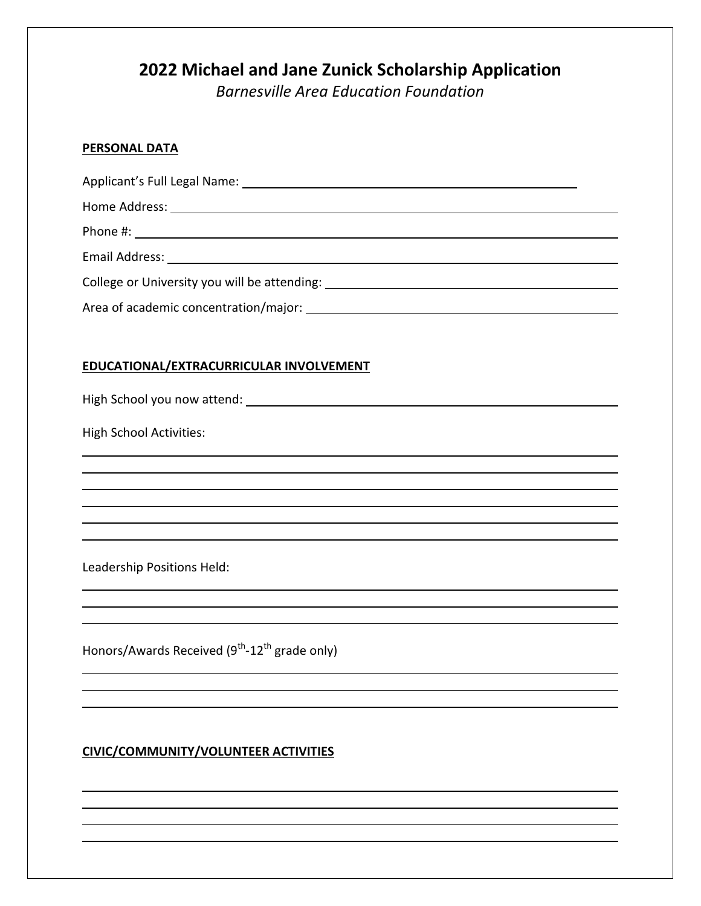# 2022 Michael and Jane Zunick Scholarship Application

*Barnesville Area Education Foundation*

**PERSONAL DATA**

Applicant's Full Legal Name: ______________________________________________

Home Address: ______________________________________________

Phone #: ______________________________________________

Email Address: ______________________________________________

College or University you will be attending: ______________________________________________

Area of academic concentration/major: ______________________________________________

**EDUCATIONAL/EXTRACURRICULAR INVOLVEMENT**

High School you now attend: ______________________________________________

High School Activities:

______________________________________________

______________________________________________

______________________________________________

______________________________________________

______________________________________________

______________________________________________

Leadership Positions Held:

______________________________________________

______________________________________________

______________________________________________

Honors/Awards Received (9th-12th grade only)

______________________________________________

______________________________________________

______________________________________________

**CIVIC/COMMUNITY/VOLUNTEER ACTIVITIES**

______________________________________________

______________________________________________

______________________________________________

______________________________________________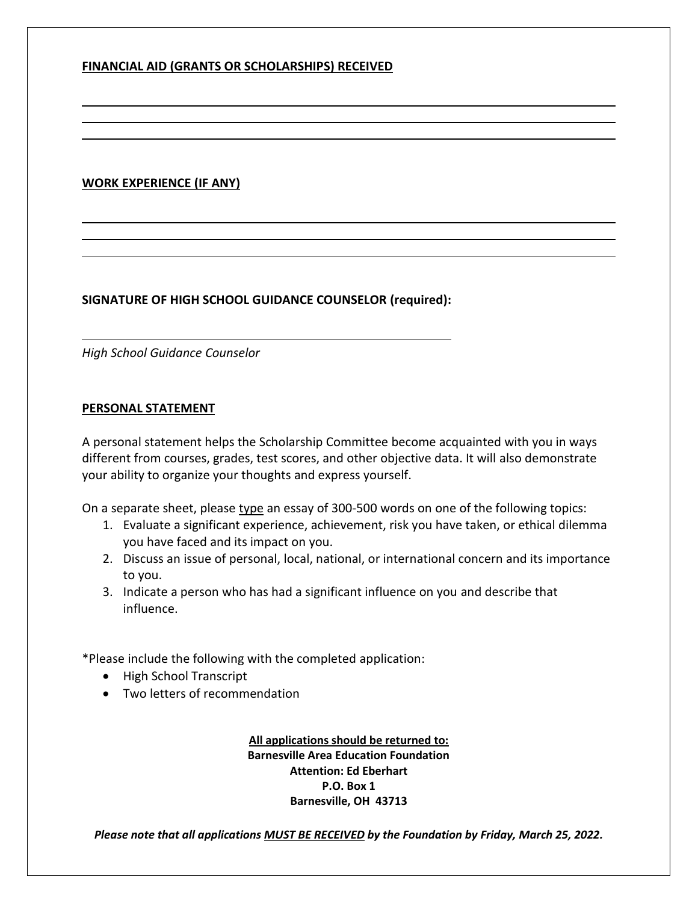**FINANCIAL AID (GRANTS OR SCHOLARSHIPS) RECEIVED**

**WORK EXPERIENCE (IF ANY)**

**SIGNATURE OF HIGH SCHOOL GUIDANCE COUNSELOR (required):**

*High School Guidance Counselor*

**PERSONAL STATEMENT**

A personal statement helps the Scholarship Committee become acquainted with you in ways different from courses, grades, test scores, and other objective data. It will also demonstrate your ability to organize your thoughts and express yourself.

On a separate sheet, please type an essay of 300-500 words on one of the following topics:

1. Evaluate a significant experience, achievement, risk you have taken, or ethical dilemma you have faced and its impact on you.
2. Discuss an issue of personal, local, national, or international concern and its importance to you.
3. Indicate a person who has had a significant influence on you and describe that influence.

*Please include the following with the completed application:

- High School Transcript
- Two letters of recommendation

**All applications should be returned to:**
**Barnesville Area Education Foundation**
**Attention: Ed Eberhart**
**P.O. Box 1**
**Barnesville, OH 43713**

***Please note that all applications MUST BE RECEIVED by the Foundation by Friday, March 25, 2022.***